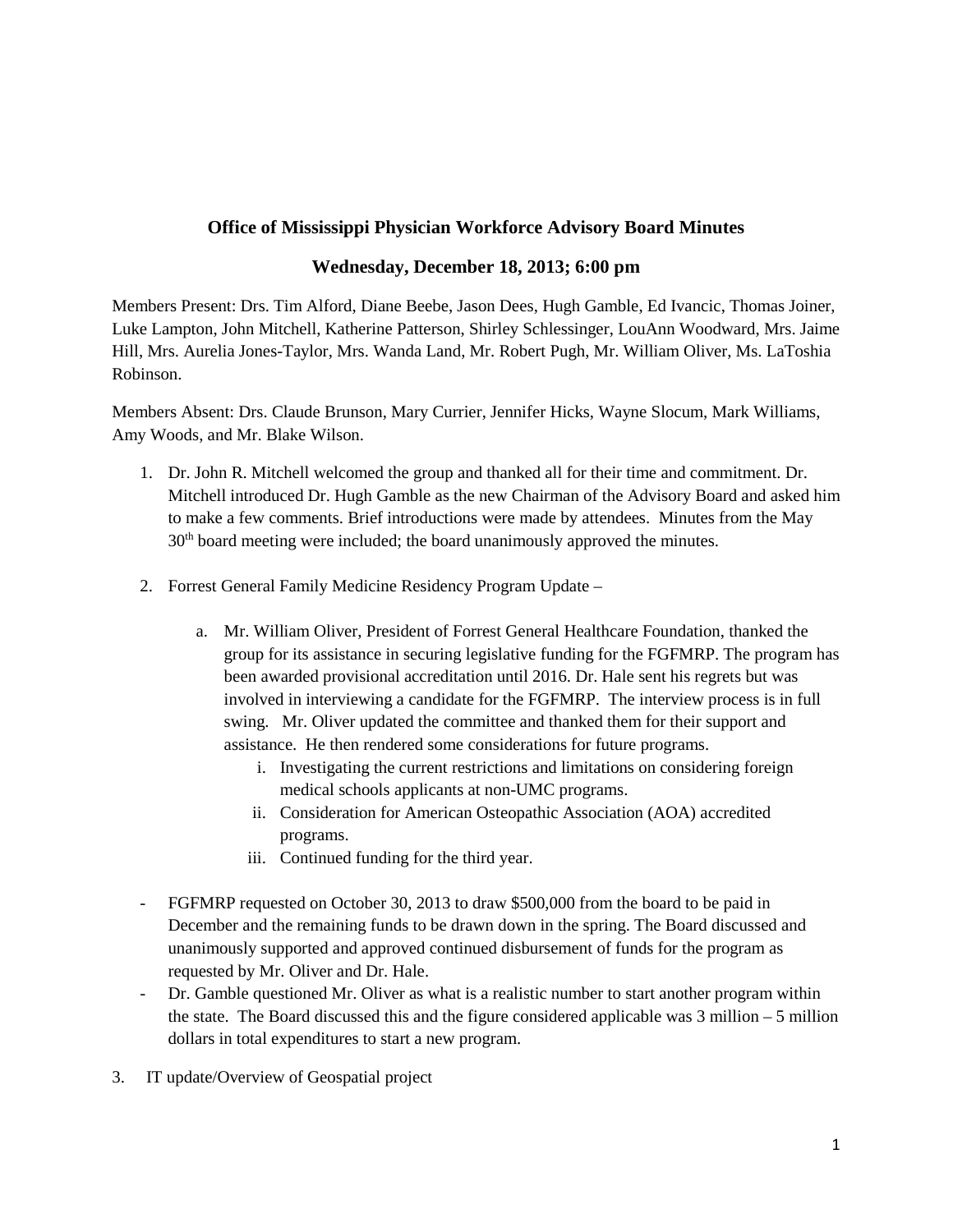# Office of Mississippi Physician Workforce Advisory Board Minutes

## Wednesday, December 18, 2013; 6:00 pm

Members Present: Drs. Tim Alford, Diane Beebe, Jason Dees, Hugh Gamble, Ed Ivancic, Thomas Joiner, Luke Lampton, John Mitchell, Katherine Patterson, Shirley Schlessinger, LouAnn Woodward, Mrs. Jaime Hill, Mrs. Aurelia Jones-Taylor, Mrs. Wanda Land, Mr. Robert Pugh, Mr. William Oliver, Ms. LaToshia Robinson.

Members Absent: Drs. Claude Brunson, Mary Currier, Jennifer Hicks, Wayne Slocum, Mark Williams, Amy Woods, and Mr. Blake Wilson.

1. Dr. John R. Mitchell welcomed the group and thanked all for their time and commitment. Dr. Mitchell introduced Dr. Hugh Gamble as the new Chairman of the Advisory Board and asked him to make a few comments. Brief introductions were made by attendees. Minutes from the May 30th board meeting were included; the board unanimously approved the minutes.

2. Forrest General Family Medicine Residency Program Update –

   a. Mr. William Oliver, President of Forrest General Healthcare Foundation, thanked the group for its assistance in securing legislative funding for the FGFMRP. The program has been awarded provisional accreditation until 2016. Dr. Hale sent his regrets but was involved in interviewing a candidate for the FGFMRP. The interview process is in full swing. Mr. Oliver updated the committee and thanked them for their support and assistance. He then rendered some considerations for future programs.

      i. Investigating the current restrictions and limitations on considering foreign medical schools applicants at non-UMC programs.

      ii. Consideration for American Osteopathic Association (AOA) accredited programs.

      iii. Continued funding for the third year.

- FGFMRP requested on October 30, 2013 to draw $500,000 from the board to be paid in December and the remaining funds to be drawn down in the spring. The Board discussed and unanimously supported and approved continued disbursement of funds for the program as requested by Mr. Oliver and Dr. Hale.
- Dr. Gamble questioned Mr. Oliver as what is a realistic number to start another program within the state. The Board discussed this and the figure considered applicable was 3 million – 5 million dollars in total expenditures to start a new program.

3. IT update/Overview of Geospatial project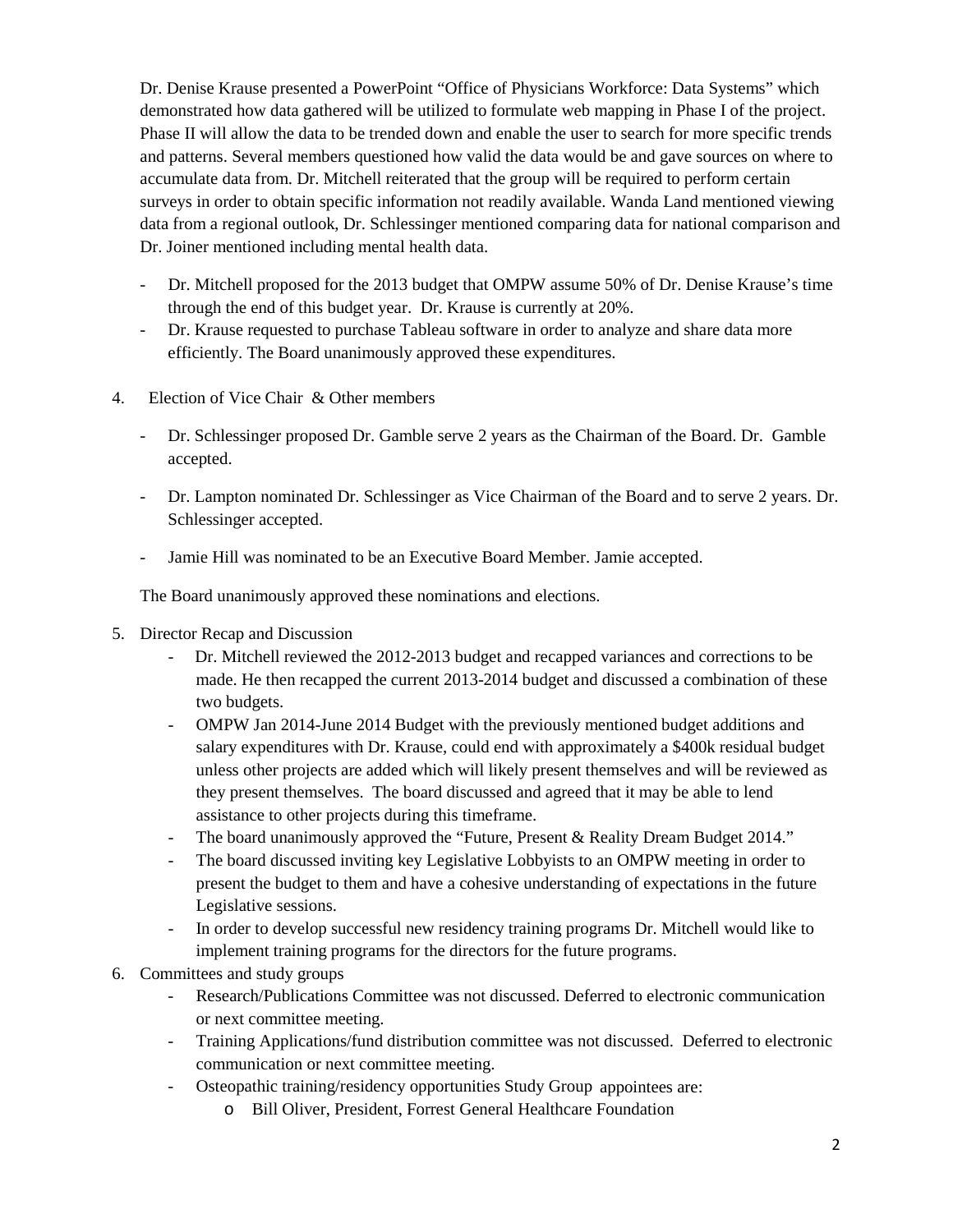Dr. Denise Krause presented a PowerPoint "Office of Physicians Workforce: Data Systems" which demonstrated how data gathered will be utilized to formulate web mapping in Phase I of the project. Phase II will allow the data to be trended down and enable the user to search for more specific trends and patterns. Several members questioned how valid the data would be and gave sources on where to accumulate data from. Dr. Mitchell reiterated that the group will be required to perform certain surveys in order to obtain specific information not readily available. Wanda Land mentioned viewing data from a regional outlook, Dr. Schlessinger mentioned comparing data for national comparison and Dr. Joiner mentioned including mental health data.

- Dr. Mitchell proposed for the 2013 budget that OMPW assume 50% of Dr. Denise Krause's time through the end of this budget year. Dr. Krause is currently at 20%.
- Dr. Krause requested to purchase Tableau software in order to analyze and share data more efficiently. The Board unanimously approved these expenditures.

4. Election of Vice Chair & Other members

   - Dr. Schlessinger proposed Dr. Gamble serve 2 years as the Chairman of the Board. Dr. Gamble accepted.
   - Dr. Lampton nominated Dr. Schlessinger as Vice Chairman of the Board and to serve 2 years. Dr. Schlessinger accepted.
   - Jamie Hill was nominated to be an Executive Board Member. Jamie accepted.

   The Board unanimously approved these nominations and elections.

5. Director Recap and Discussion
   - Dr. Mitchell reviewed the 2012-2013 budget and recapped variances and corrections to be made. He then recapped the current 2013-2014 budget and discussed a combination of these two budgets.
   - OMPW Jan 2014-June 2014 Budget with the previously mentioned budget additions and salary expenditures with Dr. Krause, could end with approximately a $400k residual budget unless other projects are added which will likely present themselves and will be reviewed as they present themselves. The board discussed and agreed that it may be able to lend assistance to other projects during this timeframe.
   - The board unanimously approved the "Future, Present & Reality Dream Budget 2014."
   - The board discussed inviting key Legislative Lobbyists to an OMPW meeting in order to present the budget to them and have a cohesive understanding of expectations in the future Legislative sessions.
   - In order to develop successful new residency training programs Dr. Mitchell would like to implement training programs for the directors for the future programs.
6. Committees and study groups
   - Research/Publications Committee was not discussed. Deferred to electronic communication or next committee meeting.
   - Training Applications/fund distribution committee was not discussed. Deferred to electronic communication or next committee meeting.
   - Osteopathic training/residency opportunities Study Group appointees are:
     - Bill Oliver, President, Forrest General Healthcare Foundation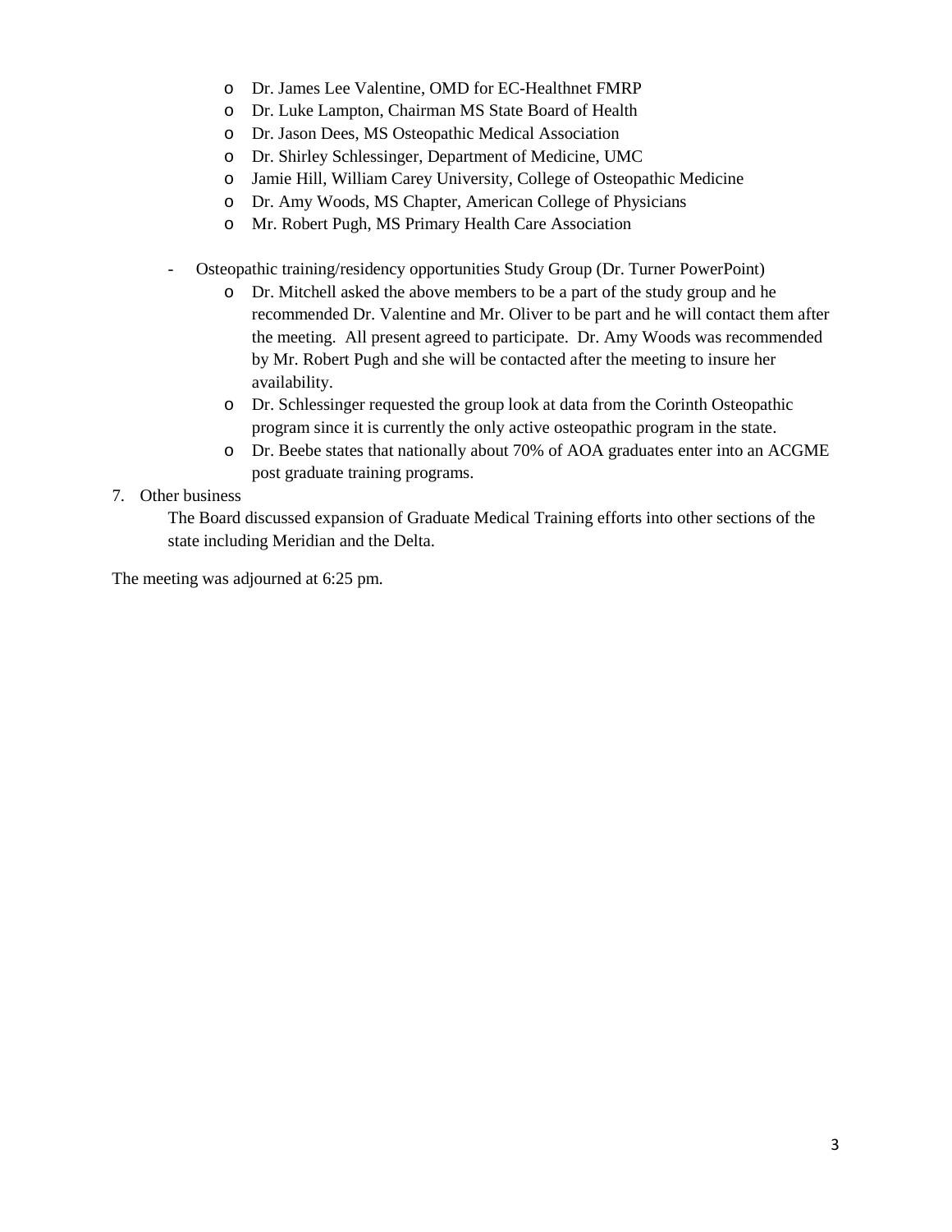- Dr. James Lee Valentine, OMD for EC-Healthnet FMRP
  - Dr. Luke Lampton, Chairman MS State Board of Health
  - Dr. Jason Dees, MS Osteopathic Medical Association
  - Dr. Shirley Schlessinger, Department of Medicine, UMC
  - Jamie Hill, William Carey University, College of Osteopathic Medicine
  - Dr. Amy Woods, MS Chapter, American College of Physicians
  - Mr. Robert Pugh, MS Primary Health Care Association

- Osteopathic training/residency opportunities Study Group (Dr. Turner PowerPoint)
  - Dr. Mitchell asked the above members to be a part of the study group and he recommended Dr. Valentine and Mr. Oliver to be part and he will contact them after the meeting. All present agreed to participate. Dr. Amy Woods was recommended by Mr. Robert Pugh and she will be contacted after the meeting to insure her availability.
  - Dr. Schlessinger requested the group look at data from the Corinth Osteopathic program since it is currently the only active osteopathic program in the state.
  - Dr. Beebe states that nationally about 70% of AOA graduates enter into an ACGME post graduate training programs.

7. Other business

   The Board discussed expansion of Graduate Medical Training efforts into other sections of the state including Meridian and the Delta.

The meeting was adjourned at 6:25 pm.